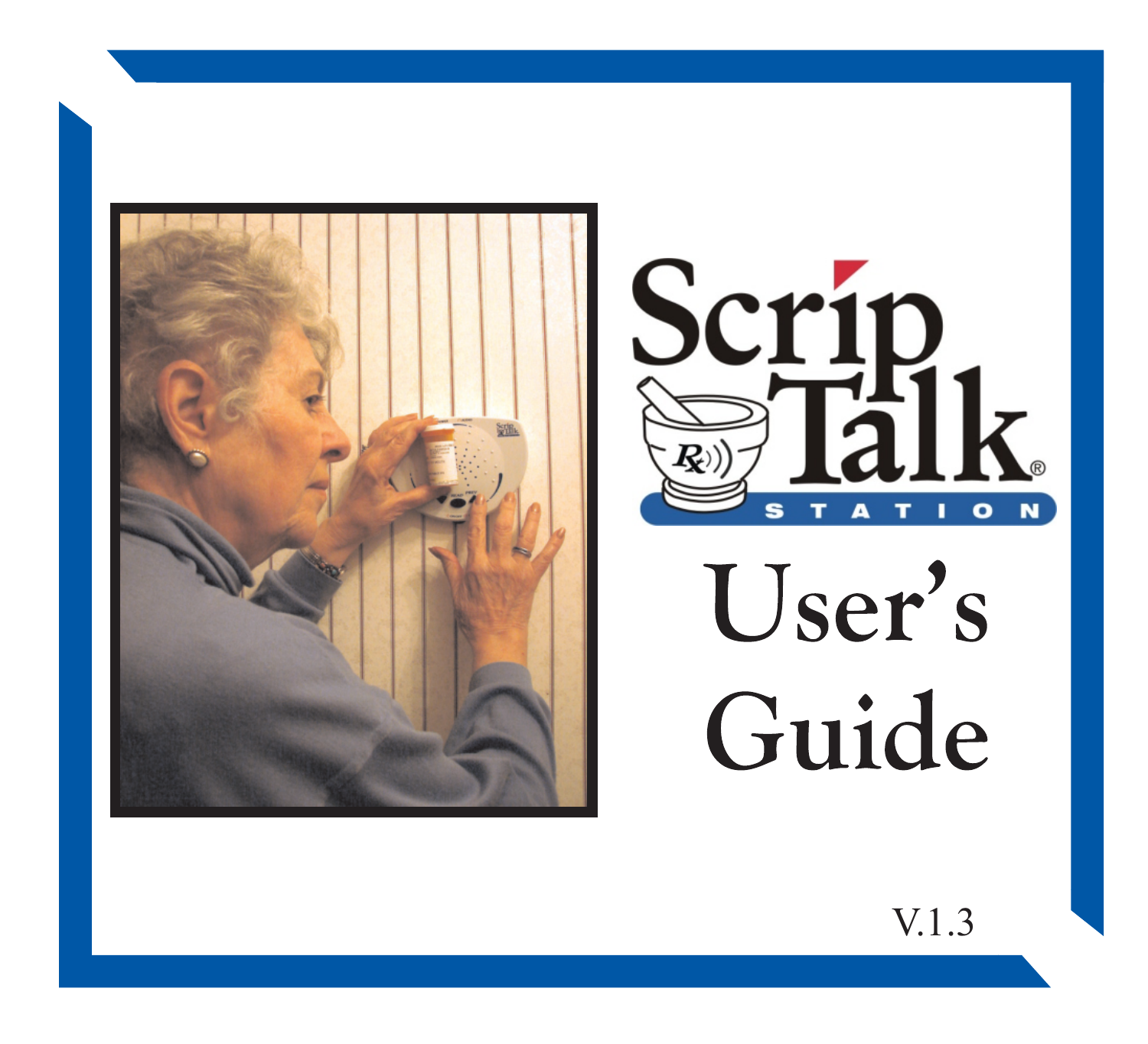# ScripTalk® STATION

# User's Guide

V.1.3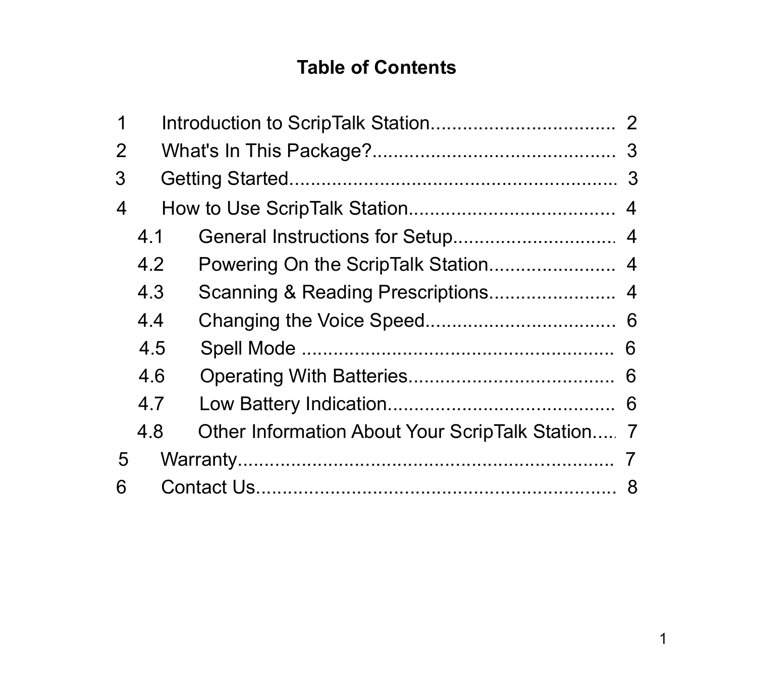# Table of Contents

1 Introduction to ScripTalk Station.................................. 2

2 What's In This Package?............................................ 3

3 Getting Started............................................................ 3

4 How to Use ScripTalk Station....................................... 4

- 4.1 General Instructions for Setup............................... 4
- 4.2 Powering On the ScripTalk Station........................ 4
- 4.3 Scanning & Reading Prescriptions........................ 4
- 4.4 Changing the Voice Speed.................................... 6
- 4.5 Spell Mode ............................................................ 6
- 4.6 Operating With Batteries....................................... 6
- 4.7 Low Battery Indication........................................... 6
- 4.8 Other Information About Your ScripTalk Station.... 7

5 Warranty...................................................................... 7

6 Contact Us.................................................................. 8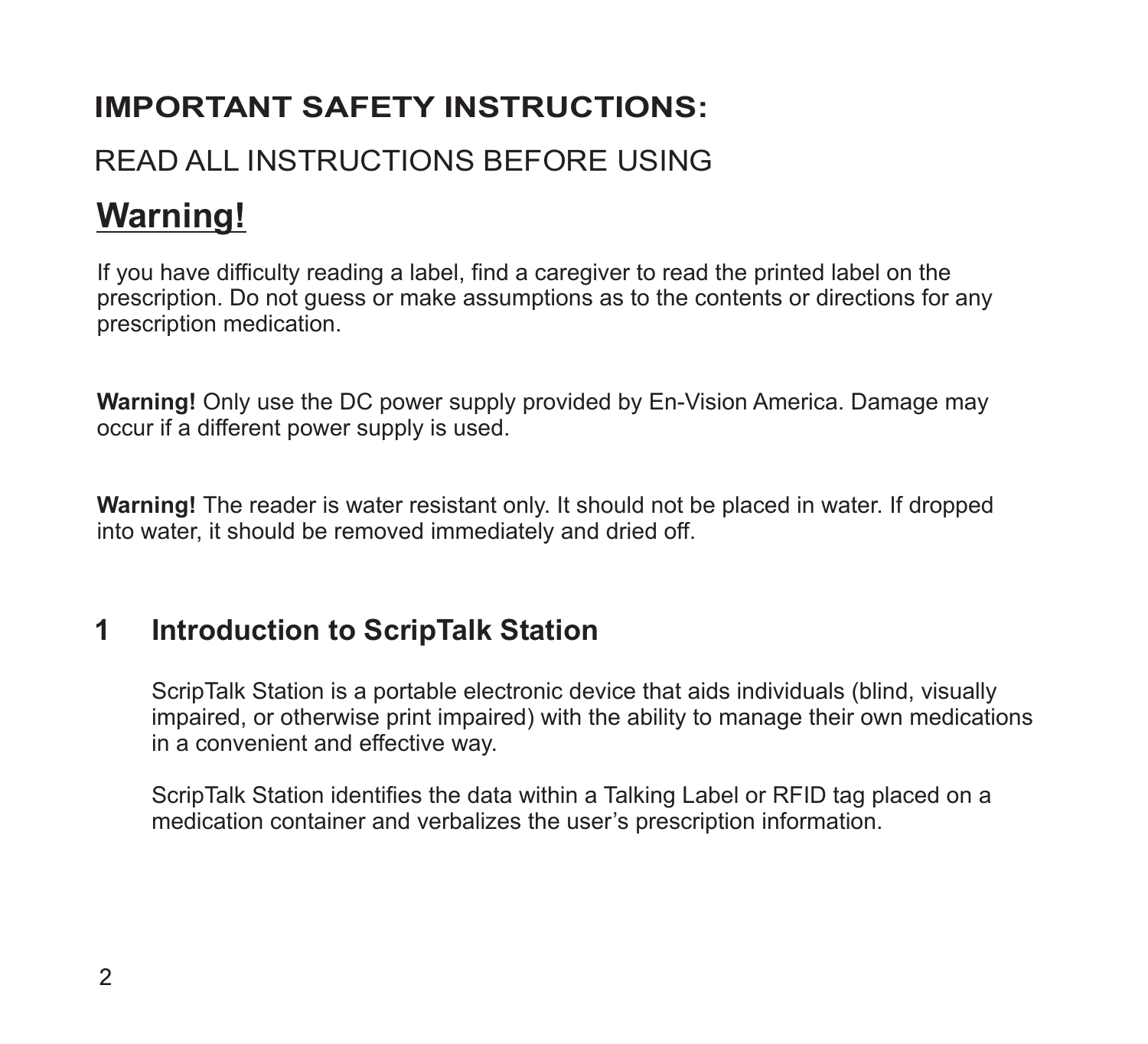# IMPORTANT SAFETY INSTRUCTIONS:

READ ALL INSTRUCTIONS BEFORE USING

## Warning!

If you have difficulty reading a label, find a caregiver to read the printed label on the prescription. Do not guess or make assumptions as to the contents or directions for any prescription medication.

**Warning!** Only use the DC power supply provided by En-Vision America. Damage may occur if a different power supply is used.

**Warning!** The reader is water resistant only. It should not be placed in water. If dropped into water, it should be removed immediately and dried off.

## 1 Introduction to ScripTalk Station

ScripTalk Station is a portable electronic device that aids individuals (blind, visually impaired, or otherwise print impaired) with the ability to manage their own medications in a convenient and effective way.

ScripTalk Station identifies the data within a Talking Label or RFID tag placed on a medication container and verbalizes the user's prescription information.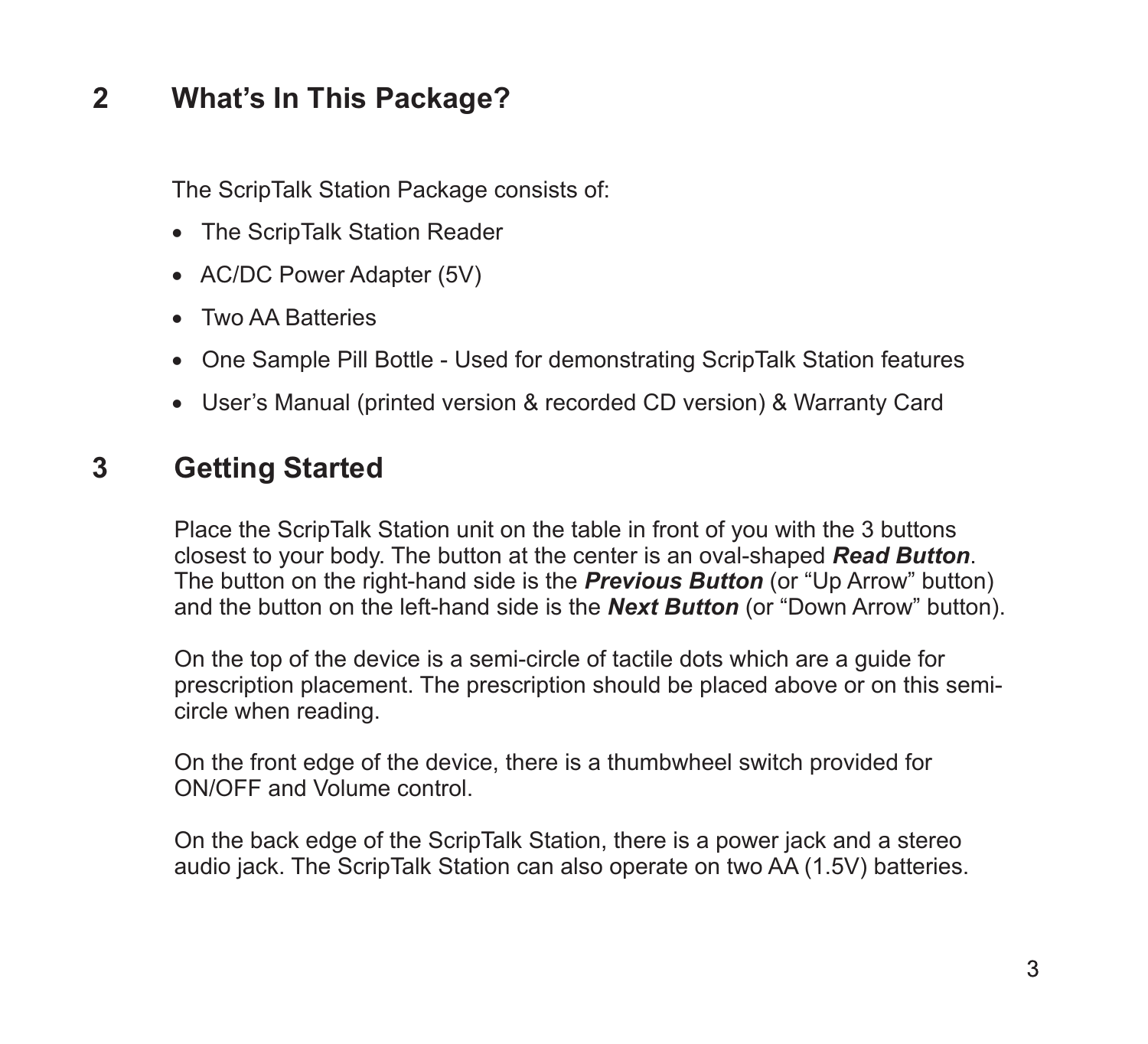## 2 What's In This Package?

The ScripTalk Station Package consists of:

- The ScripTalk Station Reader
- AC/DC Power Adapter (5V)
- Two AA Batteries
- One Sample Pill Bottle - Used for demonstrating ScripTalk Station features
- User's Manual (printed version & recorded CD version) & Warranty Card

## 3 Getting Started

Place the ScripTalk Station unit on the table in front of you with the 3 buttons closest to your body. The button at the center is an oval-shaped ***Read Button***. The button on the right-hand side is the ***Previous Button*** (or "Up Arrow" button) and the button on the left-hand side is the ***Next Button*** (or "Down Arrow" button).

On the top of the device is a semi-circle of tactile dots which are a guide for prescription placement. The prescription should be placed above or on this semi-circle when reading.

On the front edge of the device, there is a thumbwheel switch provided for ON/OFF and Volume control.

On the back edge of the ScripTalk Station, there is a power jack and a stereo audio jack. The ScripTalk Station can also operate on two AA (1.5V) batteries.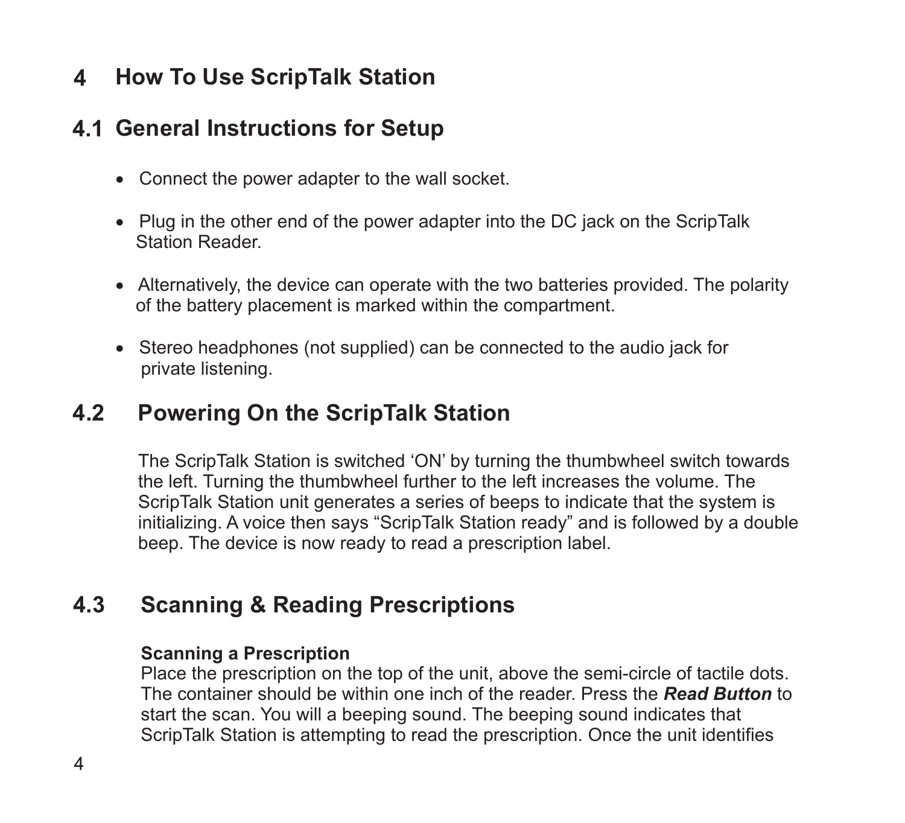# 4 How To Use ScripTalk Station

## 4.1 General Instructions for Setup

- Connect the power adapter to the wall socket.
- Plug in the other end of the power adapter into the DC jack on the ScripTalk Station Reader.
- Alternatively, the device can operate with the two batteries provided. The polarity of the battery placement is marked within the compartment.
- Stereo headphones (not supplied) can be connected to the audio jack for private listening.

## 4.2 Powering On the ScripTalk Station

The ScripTalk Station is switched ‘ON’ by turning the thumbwheel switch towards the left. Turning the thumbwheel further to the left increases the volume. The ScripTalk Station unit generates a series of beeps to indicate that the system is initializing. A voice then says “ScripTalk Station ready” and is followed by a double beep. The device is now ready to read a prescription label.

## 4.3 Scanning & Reading Prescriptions

**Scanning a Prescription**

Place the prescription on the top of the unit, above the semi-circle of tactile dots. The container should be within one inch of the reader. Press the ***Read Button*** to start the scan. You will a beeping sound. The beeping sound indicates that ScripTalk Station is attempting to read the prescription. Once the unit identifies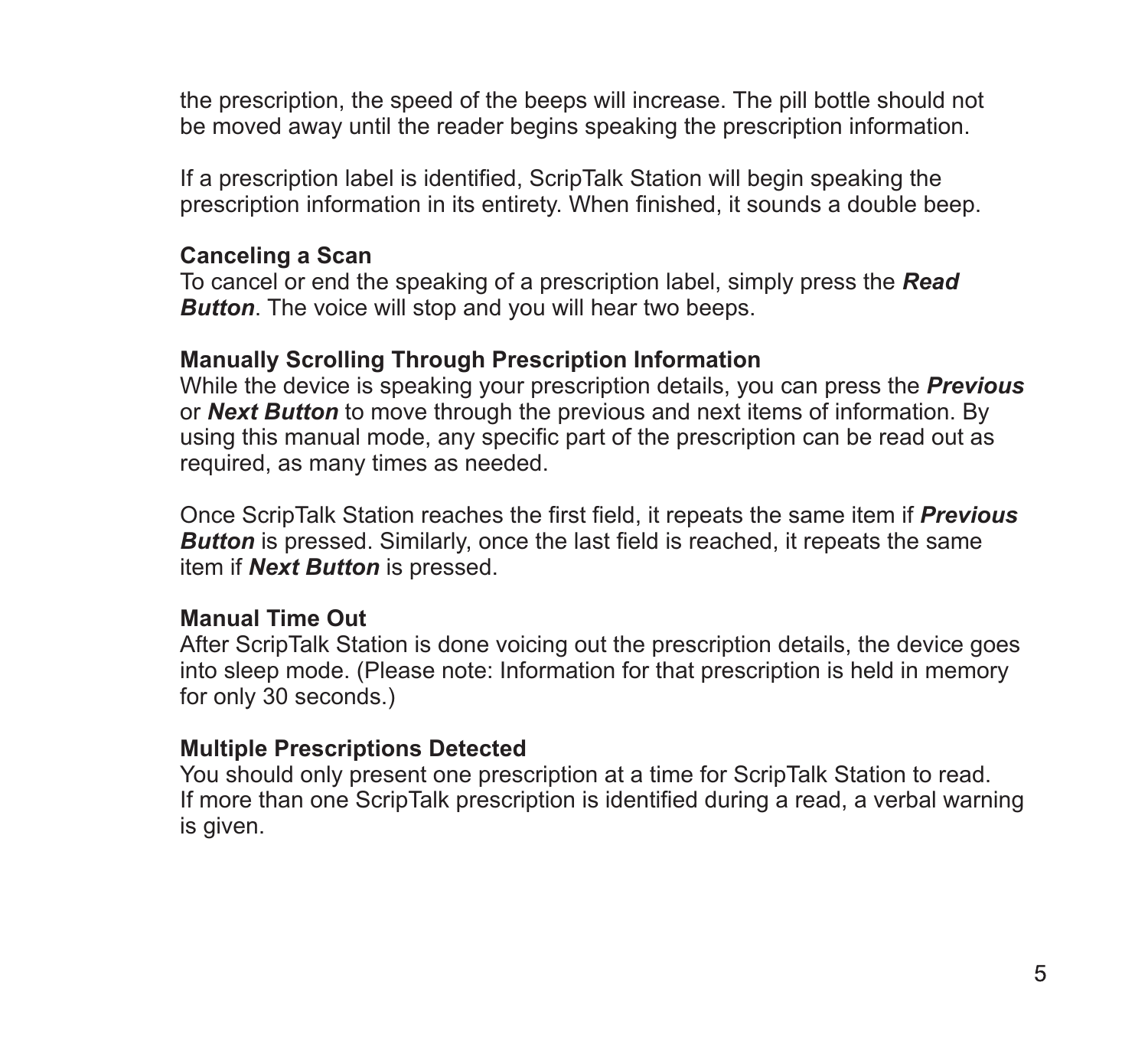the prescription, the speed of the beeps will increase. The pill bottle should not be moved away until the reader begins speaking the prescription information.

If a prescription label is identified, ScripTalk Station will begin speaking the prescription information in its entirety. When finished, it sounds a double beep.

**Canceling a Scan**

To cancel or end the speaking of a prescription label, simply press the ***Read Button***. The voice will stop and you will hear two beeps.

**Manually Scrolling Through Prescription Information**

While the device is speaking your prescription details, you can press the ***Previous*** or ***Next Button*** to move through the previous and next items of information. By using this manual mode, any specific part of the prescription can be read out as required, as many times as needed.

Once ScripTalk Station reaches the first field, it repeats the same item if ***Previous Button*** is pressed. Similarly, once the last field is reached, it repeats the same item if ***Next Button*** is pressed.

**Manual Time Out**

After ScripTalk Station is done voicing out the prescription details, the device goes into sleep mode. (Please note: Information for that prescription is held in memory for only 30 seconds.)

**Multiple Prescriptions Detected**

You should only present one prescription at a time for ScripTalk Station to read. If more than one ScripTalk prescription is identified during a read, a verbal warning is given.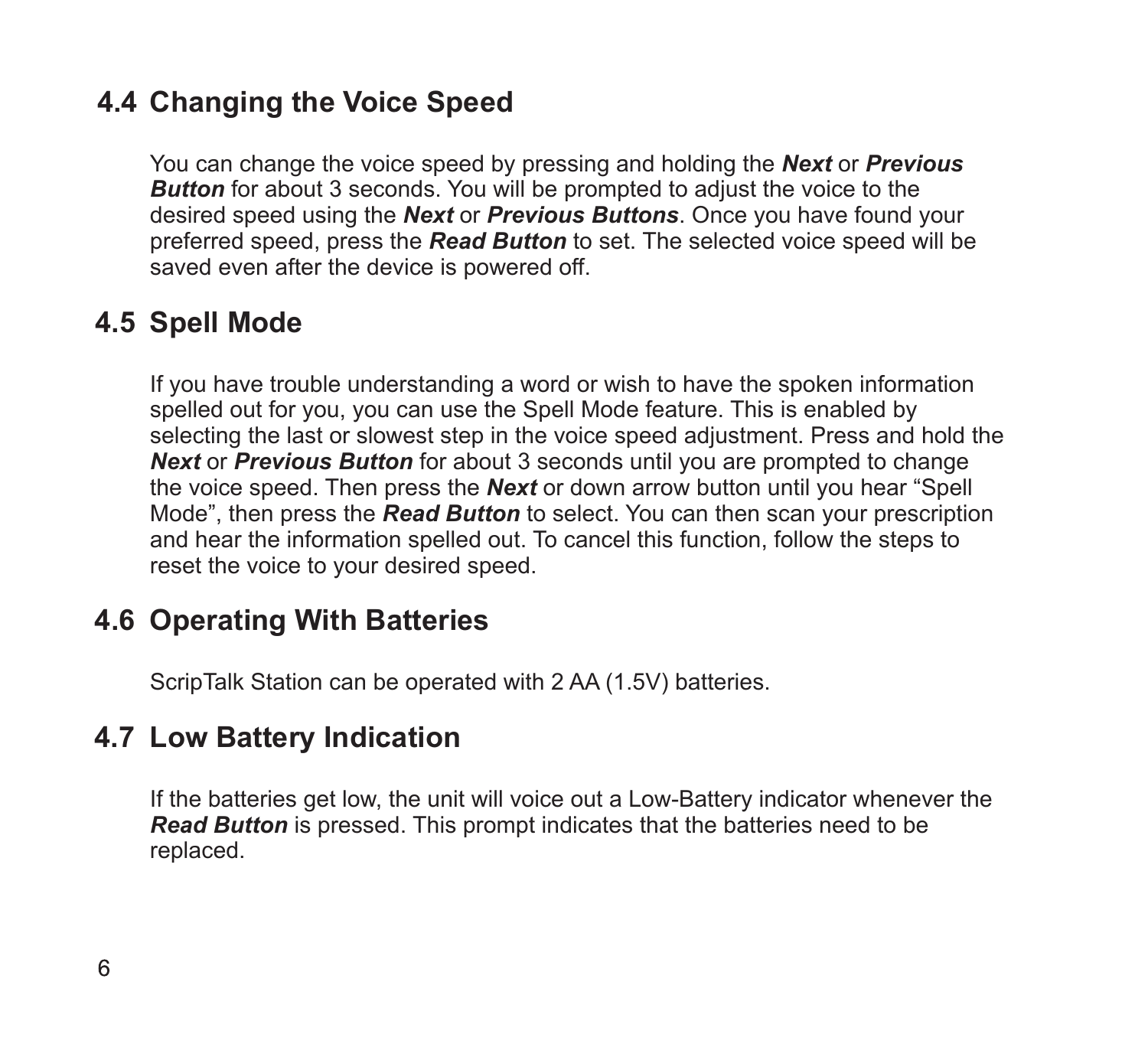## 4.4 Changing the Voice Speed

You can change the voice speed by pressing and holding the ***Next*** or ***Previous Button*** for about 3 seconds. You will be prompted to adjust the voice to the desired speed using the ***Next*** or ***Previous Buttons***. Once you have found your preferred speed, press the ***Read Button*** to set. The selected voice speed will be saved even after the device is powered off.

## 4.5 Spell Mode

If you have trouble understanding a word or wish to have the spoken information spelled out for you, you can use the Spell Mode feature. This is enabled by selecting the last or slowest step in the voice speed adjustment. Press and hold the ***Next*** or ***Previous Button*** for about 3 seconds until you are prompted to change the voice speed. Then press the ***Next*** or down arrow button until you hear "Spell Mode", then press the ***Read Button*** to select. You can then scan your prescription and hear the information spelled out. To cancel this function, follow the steps to reset the voice to your desired speed.

## 4.6 Operating With Batteries

ScripTalk Station can be operated with 2 AA (1.5V) batteries.

## 4.7 Low Battery Indication

If the batteries get low, the unit will voice out a Low-Battery indicator whenever the ***Read Button*** is pressed. This prompt indicates that the batteries need to be replaced.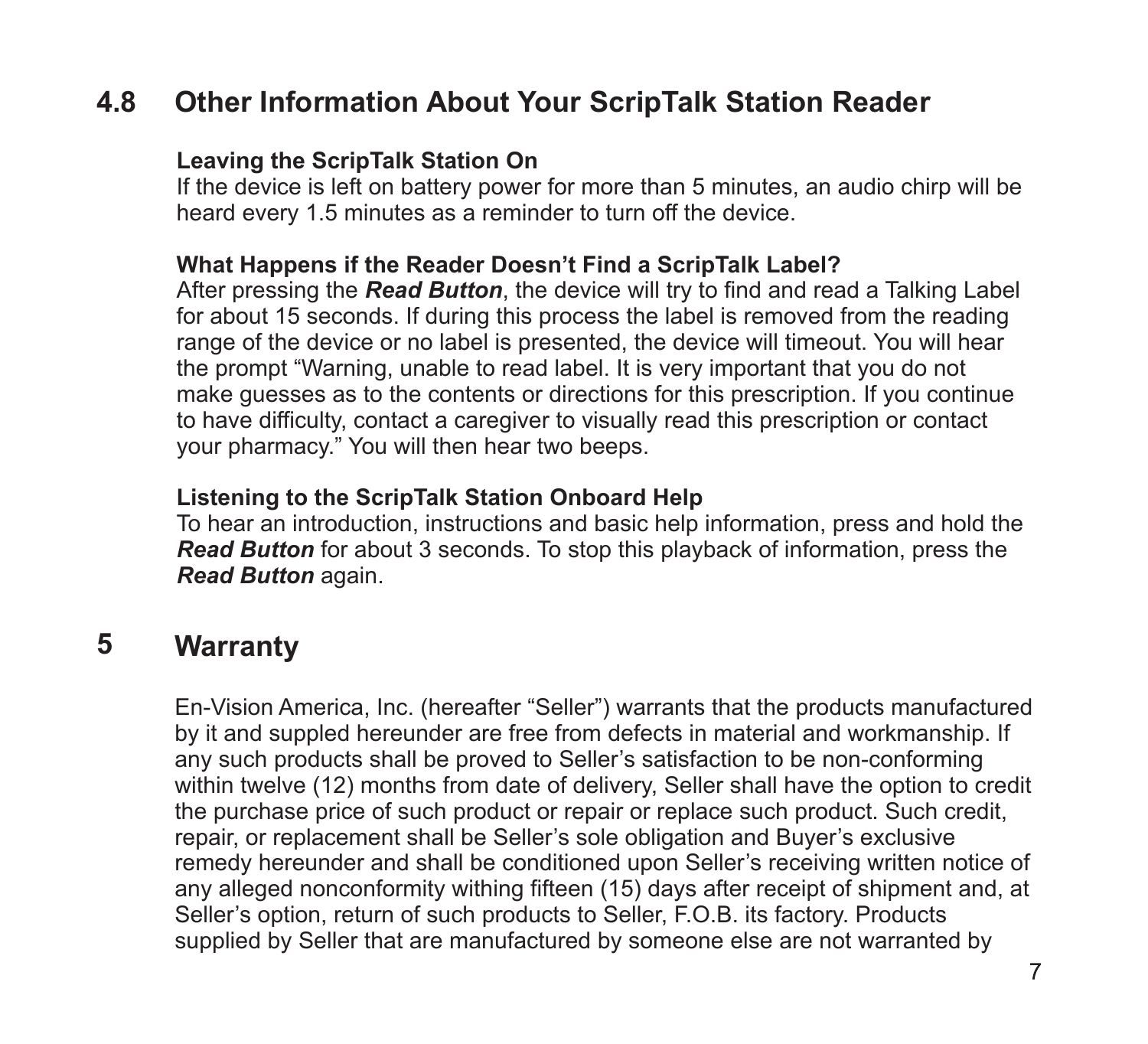## 4.8 Other Information About Your ScripTalk Station Reader

**Leaving the ScripTalk Station On**
If the device is left on battery power for more than 5 minutes, an audio chirp will be heard every 1.5 minutes as a reminder to turn off the device.

**What Happens if the Reader Doesn't Find a ScripTalk Label?**
After pressing the ***Read Button***, the device will try to find and read a Talking Label for about 15 seconds. If during this process the label is removed from the reading range of the device or no label is presented, the device will timeout. You will hear the prompt "Warning, unable to read label. It is very important that you do not make guesses as to the contents or directions for this prescription. If you continue to have difficulty, contact a caregiver to visually read this prescription or contact your pharmacy." You will then hear two beeps.

**Listening to the ScripTalk Station Onboard Help**
To hear an introduction, instructions and basic help information, press and hold the ***Read Button*** for about 3 seconds. To stop this playback of information, press the ***Read Button*** again.

# 5 Warranty

En-Vision America, Inc. (hereafter "Seller") warrants that the products manufactured by it and suppled hereunder are free from defects in material and workmanship. If any such products shall be proved to Seller's satisfaction to be non-conforming within twelve (12) months from date of delivery, Seller shall have the option to credit the purchase price of such product or repair or replace such product. Such credit, repair, or replacement shall be Seller's sole obligation and Buyer's exclusive remedy hereunder and shall be conditioned upon Seller's receiving written notice of any alleged nonconformity withing fifteen (15) days after receipt of shipment and, at Seller's option, return of such products to Seller, F.O.B. its factory. Products supplied by Seller that are manufactured by someone else are not warranted by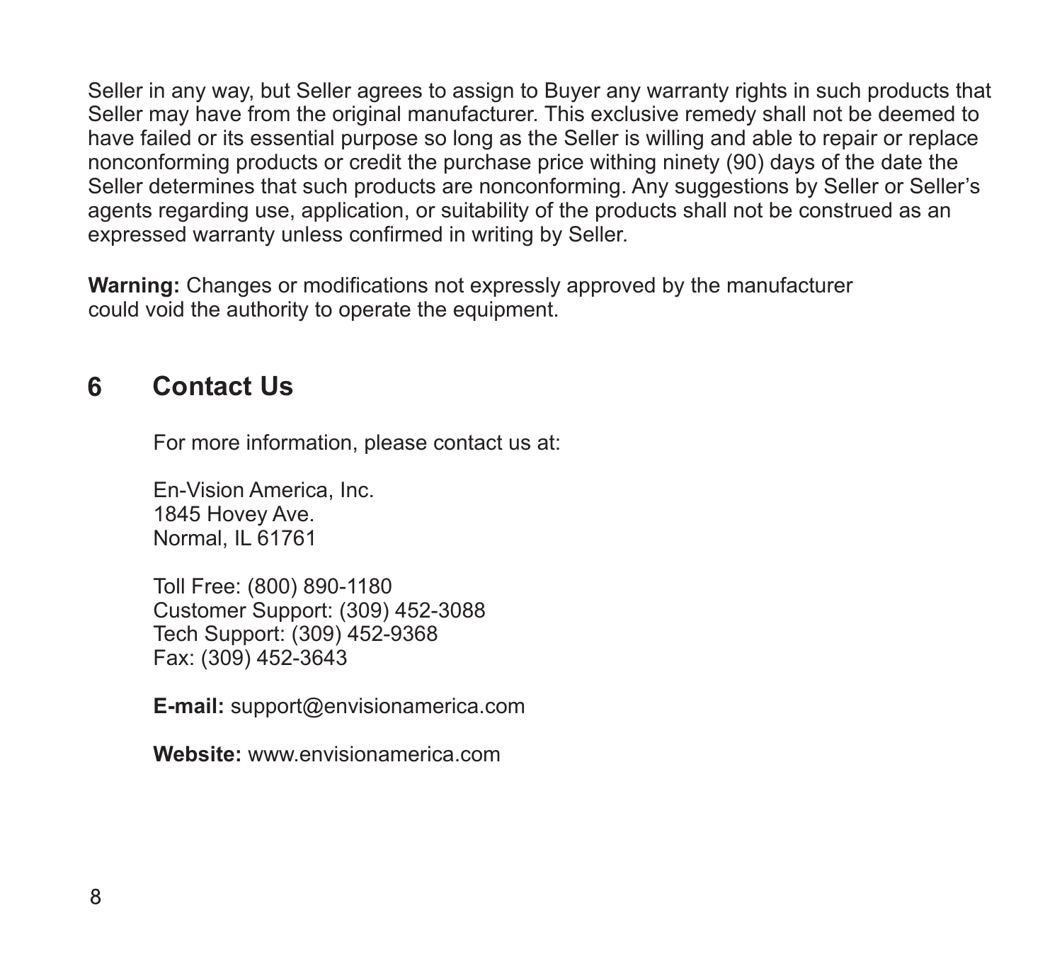Seller in any way, but Seller agrees to assign to Buyer any warranty rights in such products that Seller may have from the original manufacturer. This exclusive remedy shall not be deemed to have failed or its essential purpose so long as the Seller is willing and able to repair or replace nonconforming products or credit the purchase price withing ninety (90) days of the date the Seller determines that such products are nonconforming. Any suggestions by Seller or Seller's agents regarding use, application, or suitability of the products shall not be construed as an expressed warranty unless confirmed in writing by Seller.

**Warning:** Changes or modifications not expressly approved by the manufacturer could void the authority to operate the equipment.

## 6 Contact Us

For more information, please contact us at:

En-Vision America, Inc.
1845 Hovey Ave.
Normal, IL 61761

Toll Free: (800) 890-1180
Customer Support: (309) 452-3088
Tech Support: (309) 452-9368
Fax: (309) 452-3643

**E-mail:** support@envisionamerica.com

**Website:** www.envisionamerica.com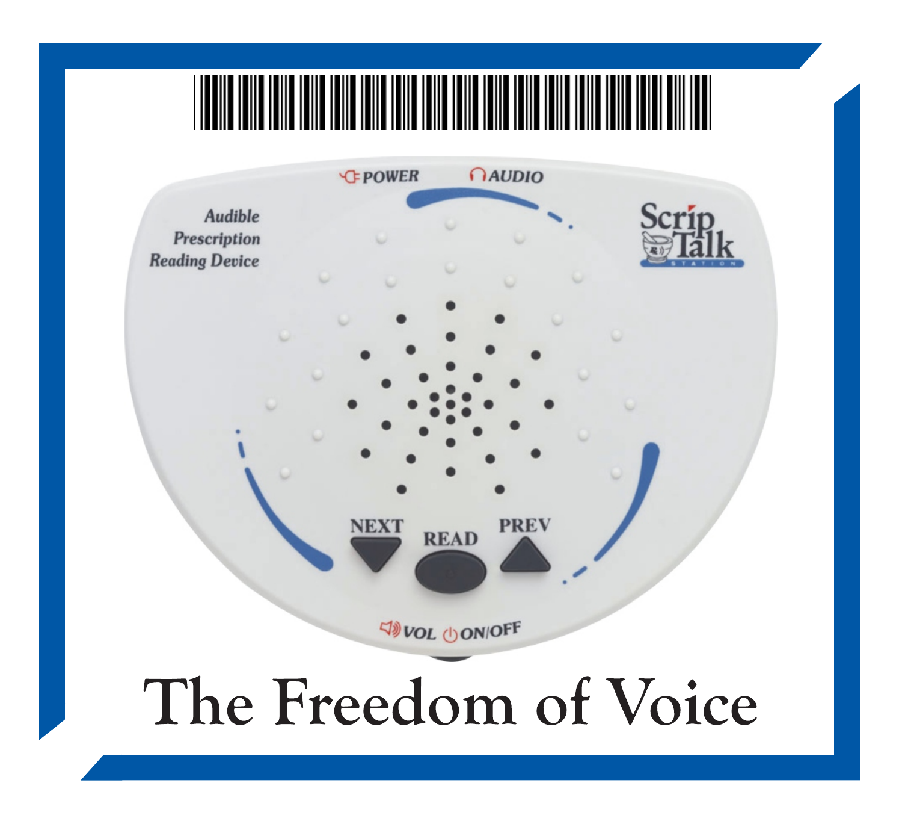The Freedom of Voice